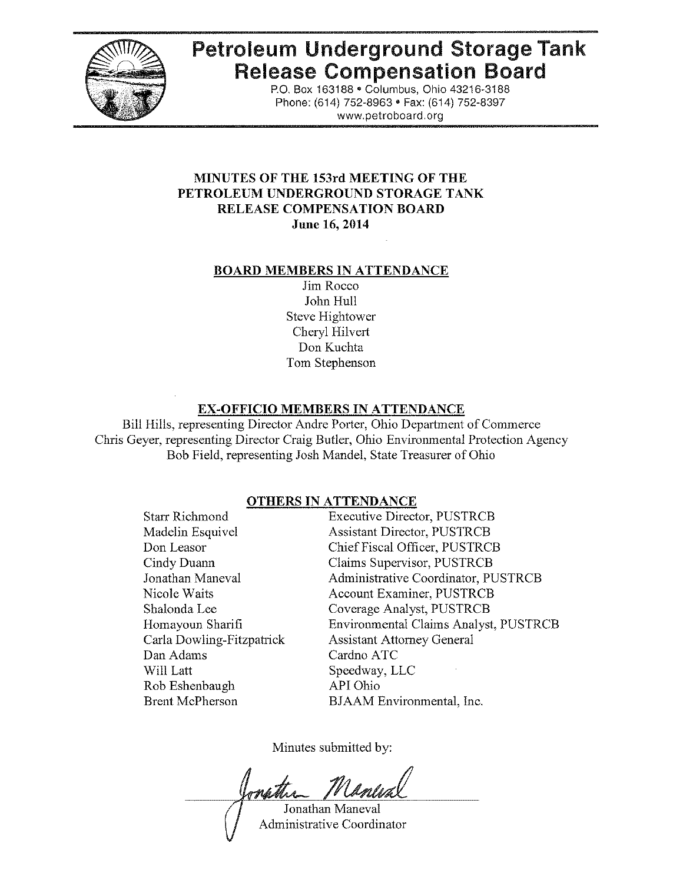# Petroleum Underground Storage Tank Release Compensation Board

P.O. Box 163188 • Columbus, Ohio 43216-3188
Phone: (614) 752-8963 • Fax: (614) 752-8397
www.petroboard.org

**MINUTES OF THE 153rd MEETING OF THE PETROLEUM UNDERGROUND STORAGE TANK RELEASE COMPENSATION BOARD**
**June 16, 2014**

## BOARD MEMBERS IN ATTENDANCE

Jim Rocco
John Hull
Steve Hightower
Cheryl Hilvert
Don Kuchta
Tom Stephenson

## EX-OFFICIO MEMBERS IN ATTENDANCE

Bill Hills, representing Director Andre Porter, Ohio Department of Commerce
Chris Geyer, representing Director Craig Butler, Ohio Environmental Protection Agency
Bob Field, representing Josh Mandel, State Treasurer of Ohio

## OTHERS IN ATTENDANCE

| | |
|---|---|
| Starr Richmond | Executive Director, PUSTRCB |
| Madelin Esquivel | Assistant Director, PUSTRCB |
| Don Leasor | Chief Fiscal Officer, PUSTRCB |
| Cindy Duann | Claims Supervisor, PUSTRCB |
| Jonathan Maneval | Administrative Coordinator, PUSTRCB |
| Nicole Waits | Account Examiner, PUSTRCB |
| Shalonda Lee | Coverage Analyst, PUSTRCB |
| Homayoun Sharifi | Environmental Claims Analyst, PUSTRCB |
| Carla Dowling-Fitzpatrick | Assistant Attorney General |
| Dan Adams | Cardno ATC |
| Will Latt | Speedway, LLC |
| Rob Eshenbaugh | API Ohio |
| Brent McPherson | BJAAM Environmental, Inc. |

Minutes submitted by:

Jonathan Maneval
Administrative Coordinator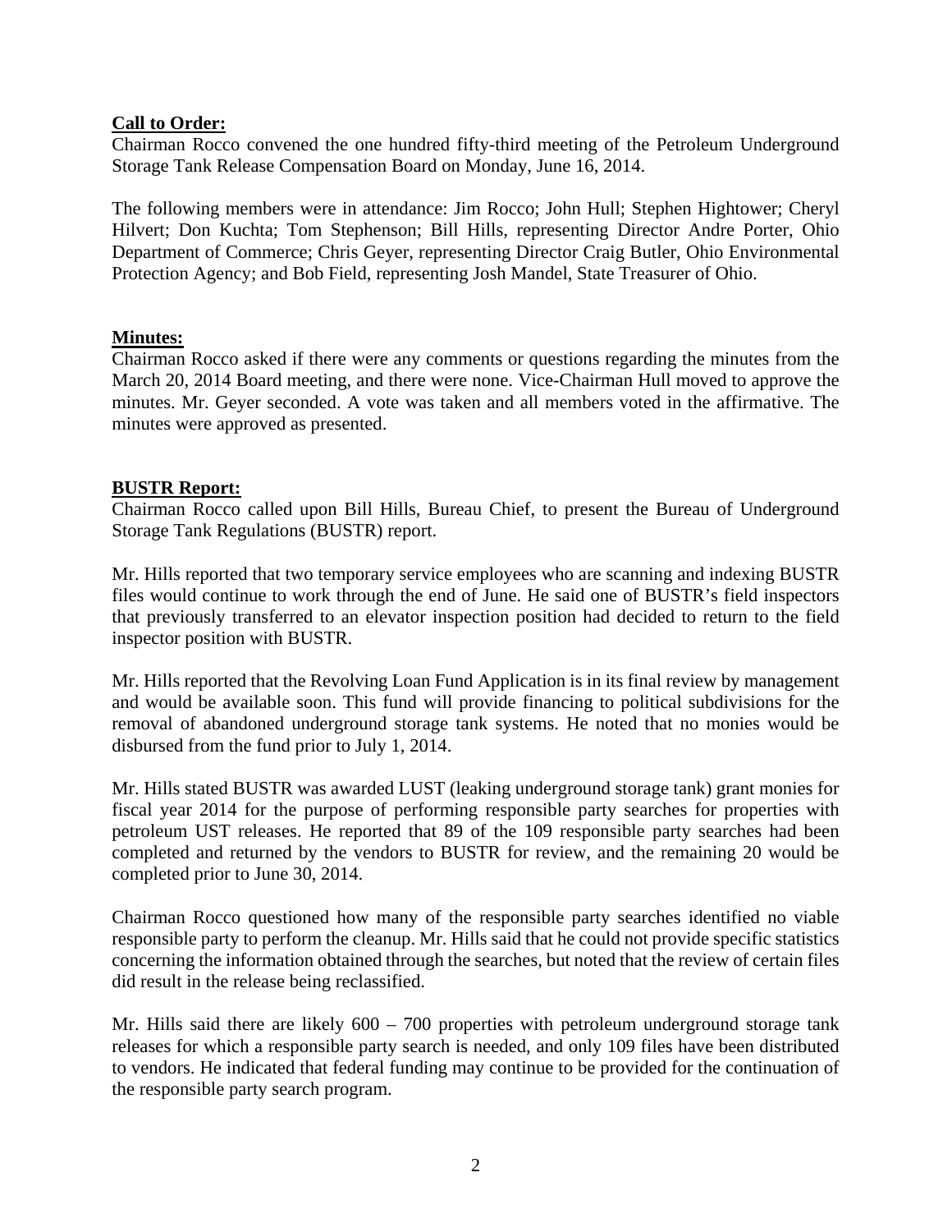**Call to Order:**

Chairman Rocco convened the one hundred fifty-third meeting of the Petroleum Underground Storage Tank Release Compensation Board on Monday, June 16, 2014.

The following members were in attendance: Jim Rocco; John Hull; Stephen Hightower; Cheryl Hilvert; Don Kuchta; Tom Stephenson; Bill Hills, representing Director Andre Porter, Ohio Department of Commerce; Chris Geyer, representing Director Craig Butler, Ohio Environmental Protection Agency; and Bob Field, representing Josh Mandel, State Treasurer of Ohio.

**Minutes:**

Chairman Rocco asked if there were any comments or questions regarding the minutes from the March 20, 2014 Board meeting, and there were none. Vice-Chairman Hull moved to approve the minutes. Mr. Geyer seconded. A vote was taken and all members voted in the affirmative. The minutes were approved as presented.

**BUSTR Report:**

Chairman Rocco called upon Bill Hills, Bureau Chief, to present the Bureau of Underground Storage Tank Regulations (BUSTR) report.

Mr. Hills reported that two temporary service employees who are scanning and indexing BUSTR files would continue to work through the end of June. He said one of BUSTR's field inspectors that previously transferred to an elevator inspection position had decided to return to the field inspector position with BUSTR.

Mr. Hills reported that the Revolving Loan Fund Application is in its final review by management and would be available soon. This fund will provide financing to political subdivisions for the removal of abandoned underground storage tank systems. He noted that no monies would be disbursed from the fund prior to July 1, 2014.

Mr. Hills stated BUSTR was awarded LUST (leaking underground storage tank) grant monies for fiscal year 2014 for the purpose of performing responsible party searches for properties with petroleum UST releases. He reported that 89 of the 109 responsible party searches had been completed and returned by the vendors to BUSTR for review, and the remaining 20 would be completed prior to June 30, 2014.

Chairman Rocco questioned how many of the responsible party searches identified no viable responsible party to perform the cleanup. Mr. Hills said that he could not provide specific statistics concerning the information obtained through the searches, but noted that the review of certain files did result in the release being reclassified.

Mr. Hills said there are likely 600 – 700 properties with petroleum underground storage tank releases for which a responsible party search is needed, and only 109 files have been distributed to vendors. He indicated that federal funding may continue to be provided for the continuation of the responsible party search program.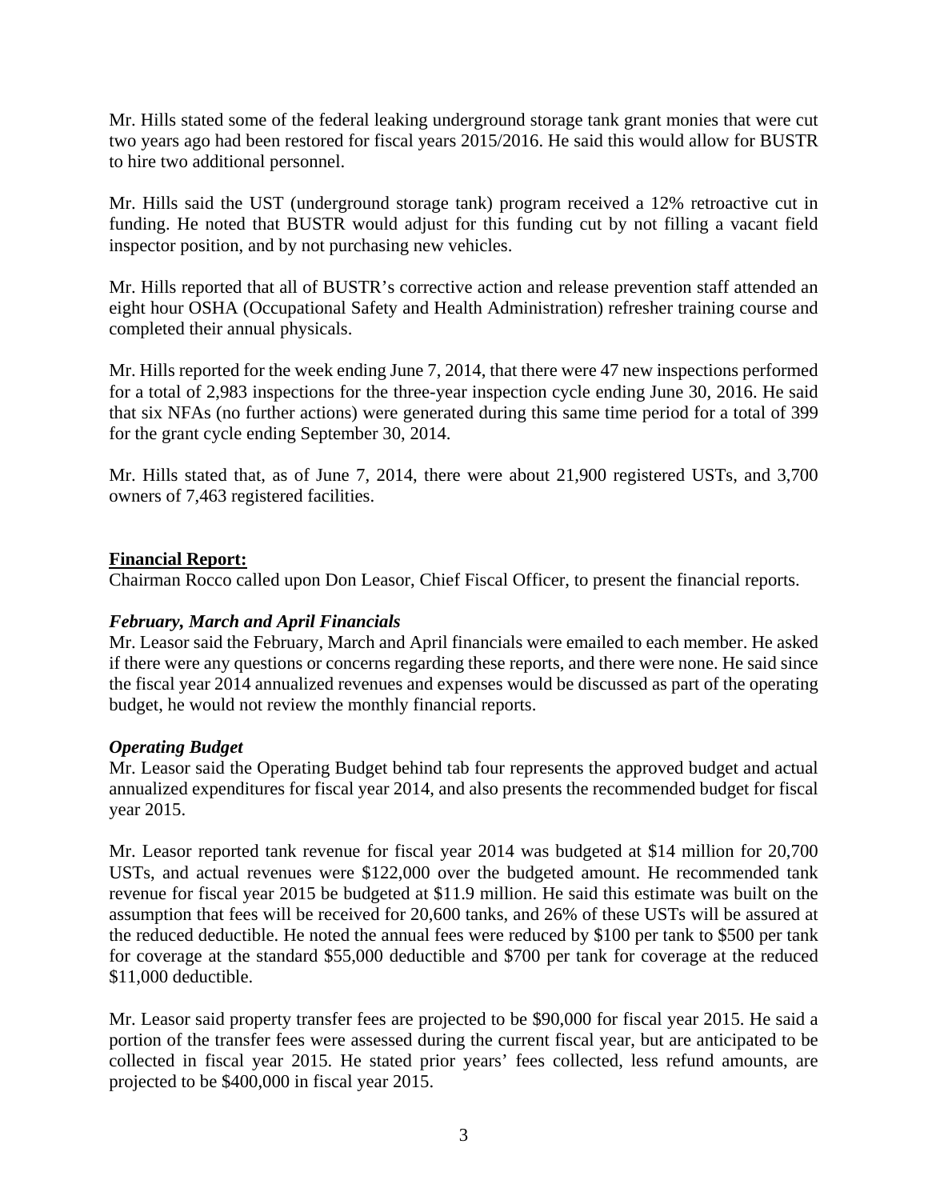Mr. Hills stated some of the federal leaking underground storage tank grant monies that were cut two years ago had been restored for fiscal years 2015/2016. He said this would allow for BUSTR to hire two additional personnel.

Mr. Hills said the UST (underground storage tank) program received a 12% retroactive cut in funding. He noted that BUSTR would adjust for this funding cut by not filling a vacant field inspector position, and by not purchasing new vehicles.

Mr. Hills reported that all of BUSTR's corrective action and release prevention staff attended an eight hour OSHA (Occupational Safety and Health Administration) refresher training course and completed their annual physicals.

Mr. Hills reported for the week ending June 7, 2014, that there were 47 new inspections performed for a total of 2,983 inspections for the three-year inspection cycle ending June 30, 2016. He said that six NFAs (no further actions) were generated during this same time period for a total of 399 for the grant cycle ending September 30, 2014.

Mr. Hills stated that, as of June 7, 2014, there were about 21,900 registered USTs, and 3,700 owners of 7,463 registered facilities.

**Financial Report:**

Chairman Rocco called upon Don Leasor, Chief Fiscal Officer, to present the financial reports.

***February, March and April Financials***

Mr. Leasor said the February, March and April financials were emailed to each member. He asked if there were any questions or concerns regarding these reports, and there were none. He said since the fiscal year 2014 annualized revenues and expenses would be discussed as part of the operating budget, he would not review the monthly financial reports.

***Operating Budget***

Mr. Leasor said the Operating Budget behind tab four represents the approved budget and actual annualized expenditures for fiscal year 2014, and also presents the recommended budget for fiscal year 2015.

Mr. Leasor reported tank revenue for fiscal year 2014 was budgeted at $14 million for 20,700 USTs, and actual revenues were $122,000 over the budgeted amount. He recommended tank revenue for fiscal year 2015 be budgeted at $11.9 million. He said this estimate was built on the assumption that fees will be received for 20,600 tanks, and 26% of these USTs will be assured at the reduced deductible. He noted the annual fees were reduced by $100 per tank to $500 per tank for coverage at the standard $55,000 deductible and $700 per tank for coverage at the reduced $11,000 deductible.

Mr. Leasor said property transfer fees are projected to be $90,000 for fiscal year 2015. He said a portion of the transfer fees were assessed during the current fiscal year, but are anticipated to be collected in fiscal year 2015. He stated prior years' fees collected, less refund amounts, are projected to be $400,000 in fiscal year 2015.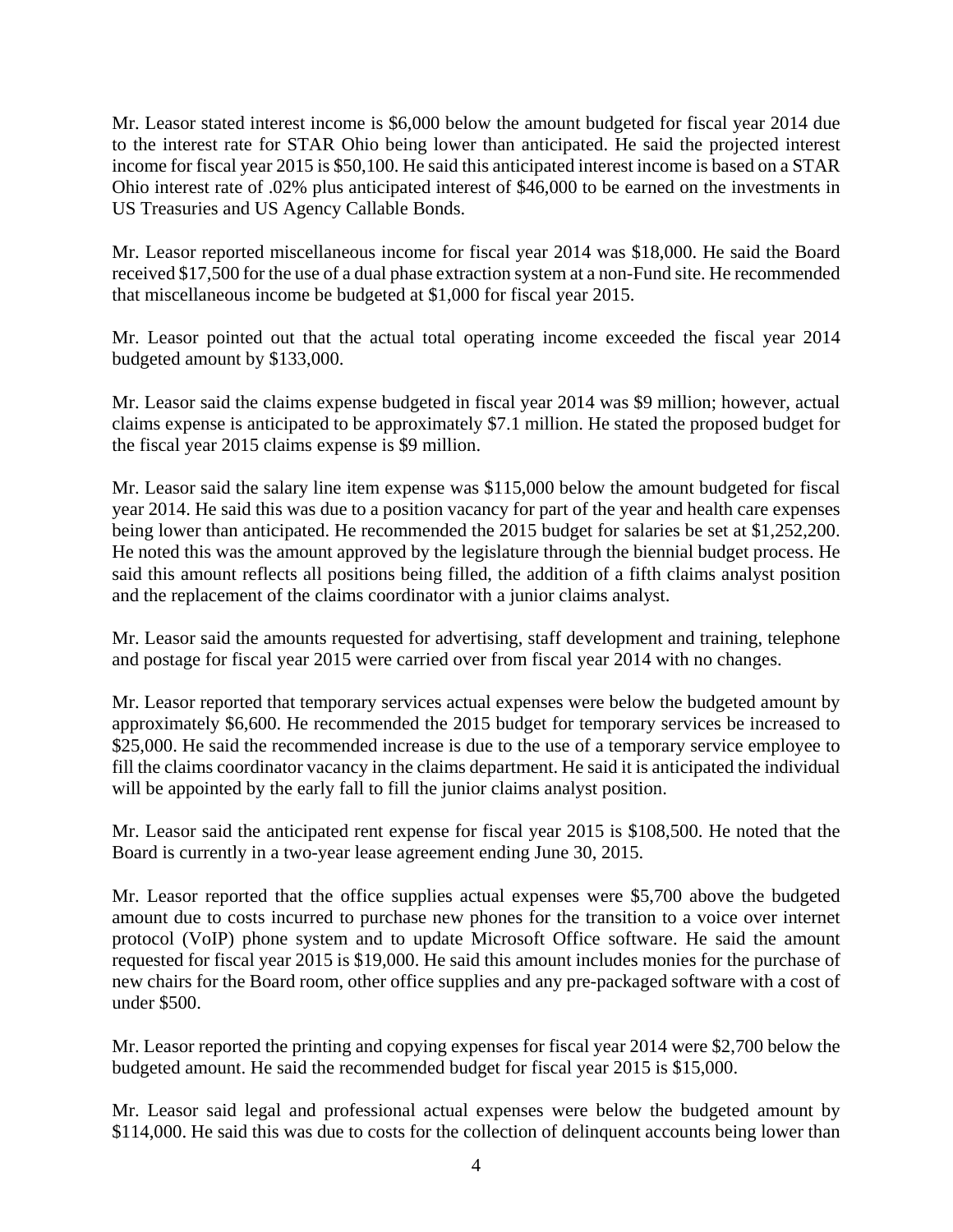Mr. Leasor stated interest income is $6,000 below the amount budgeted for fiscal year 2014 due to the interest rate for STAR Ohio being lower than anticipated. He said the projected interest income for fiscal year 2015 is $50,100. He said this anticipated interest income is based on a STAR Ohio interest rate of .02% plus anticipated interest of $46,000 to be earned on the investments in US Treasuries and US Agency Callable Bonds.

Mr. Leasor reported miscellaneous income for fiscal year 2014 was $18,000. He said the Board received $17,500 for the use of a dual phase extraction system at a non-Fund site. He recommended that miscellaneous income be budgeted at $1,000 for fiscal year 2015.

Mr. Leasor pointed out that the actual total operating income exceeded the fiscal year 2014 budgeted amount by $133,000.

Mr. Leasor said the claims expense budgeted in fiscal year 2014 was $9 million; however, actual claims expense is anticipated to be approximately $7.1 million. He stated the proposed budget for the fiscal year 2015 claims expense is $9 million.

Mr. Leasor said the salary line item expense was $115,000 below the amount budgeted for fiscal year 2014. He said this was due to a position vacancy for part of the year and health care expenses being lower than anticipated. He recommended the 2015 budget for salaries be set at $1,252,200. He noted this was the amount approved by the legislature through the biennial budget process. He said this amount reflects all positions being filled, the addition of a fifth claims analyst position and the replacement of the claims coordinator with a junior claims analyst.

Mr. Leasor said the amounts requested for advertising, staff development and training, telephone and postage for fiscal year 2015 were carried over from fiscal year 2014 with no changes.

Mr. Leasor reported that temporary services actual expenses were below the budgeted amount by approximately $6,600. He recommended the 2015 budget for temporary services be increased to $25,000. He said the recommended increase is due to the use of a temporary service employee to fill the claims coordinator vacancy in the claims department. He said it is anticipated the individual will be appointed by the early fall to fill the junior claims analyst position.

Mr. Leasor said the anticipated rent expense for fiscal year 2015 is $108,500. He noted that the Board is currently in a two-year lease agreement ending June 30, 2015.

Mr. Leasor reported that the office supplies actual expenses were $5,700 above the budgeted amount due to costs incurred to purchase new phones for the transition to a voice over internet protocol (VoIP) phone system and to update Microsoft Office software. He said the amount requested for fiscal year 2015 is $19,000. He said this amount includes monies for the purchase of new chairs for the Board room, other office supplies and any pre-packaged software with a cost of under $500.

Mr. Leasor reported the printing and copying expenses for fiscal year 2014 were $2,700 below the budgeted amount. He said the recommended budget for fiscal year 2015 is $15,000.

Mr. Leasor said legal and professional actual expenses were below the budgeted amount by $114,000. He said this was due to costs for the collection of delinquent accounts being lower than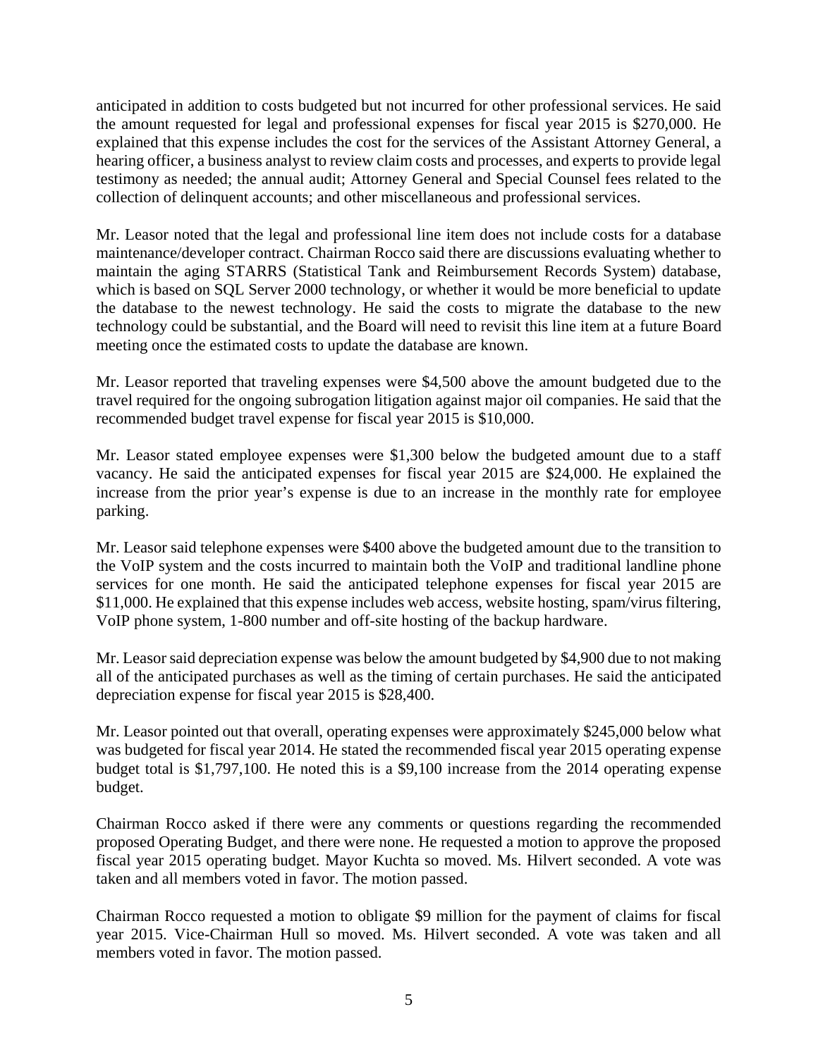anticipated in addition to costs budgeted but not incurred for other professional services. He said the amount requested for legal and professional expenses for fiscal year 2015 is $270,000. He explained that this expense includes the cost for the services of the Assistant Attorney General, a hearing officer, a business analyst to review claim costs and processes, and experts to provide legal testimony as needed; the annual audit; Attorney General and Special Counsel fees related to the collection of delinquent accounts; and other miscellaneous and professional services.

Mr. Leasor noted that the legal and professional line item does not include costs for a database maintenance/developer contract. Chairman Rocco said there are discussions evaluating whether to maintain the aging STARRS (Statistical Tank and Reimbursement Records System) database, which is based on SQL Server 2000 technology, or whether it would be more beneficial to update the database to the newest technology. He said the costs to migrate the database to the new technology could be substantial, and the Board will need to revisit this line item at a future Board meeting once the estimated costs to update the database are known.

Mr. Leasor reported that traveling expenses were $4,500 above the amount budgeted due to the travel required for the ongoing subrogation litigation against major oil companies. He said that the recommended budget travel expense for fiscal year 2015 is $10,000.

Mr. Leasor stated employee expenses were $1,300 below the budgeted amount due to a staff vacancy. He said the anticipated expenses for fiscal year 2015 are $24,000. He explained the increase from the prior year's expense is due to an increase in the monthly rate for employee parking.

Mr. Leasor said telephone expenses were $400 above the budgeted amount due to the transition to the VoIP system and the costs incurred to maintain both the VoIP and traditional landline phone services for one month. He said the anticipated telephone expenses for fiscal year 2015 are $11,000. He explained that this expense includes web access, website hosting, spam/virus filtering, VoIP phone system, 1-800 number and off-site hosting of the backup hardware.

Mr. Leasor said depreciation expense was below the amount budgeted by $4,900 due to not making all of the anticipated purchases as well as the timing of certain purchases. He said the anticipated depreciation expense for fiscal year 2015 is $28,400.

Mr. Leasor pointed out that overall, operating expenses were approximately $245,000 below what was budgeted for fiscal year 2014. He stated the recommended fiscal year 2015 operating expense budget total is $1,797,100. He noted this is a $9,100 increase from the 2014 operating expense budget.

Chairman Rocco asked if there were any comments or questions regarding the recommended proposed Operating Budget, and there were none. He requested a motion to approve the proposed fiscal year 2015 operating budget. Mayor Kuchta so moved. Ms. Hilvert seconded. A vote was taken and all members voted in favor. The motion passed.

Chairman Rocco requested a motion to obligate $9 million for the payment of claims for fiscal year 2015. Vice-Chairman Hull so moved. Ms. Hilvert seconded. A vote was taken and all members voted in favor. The motion passed.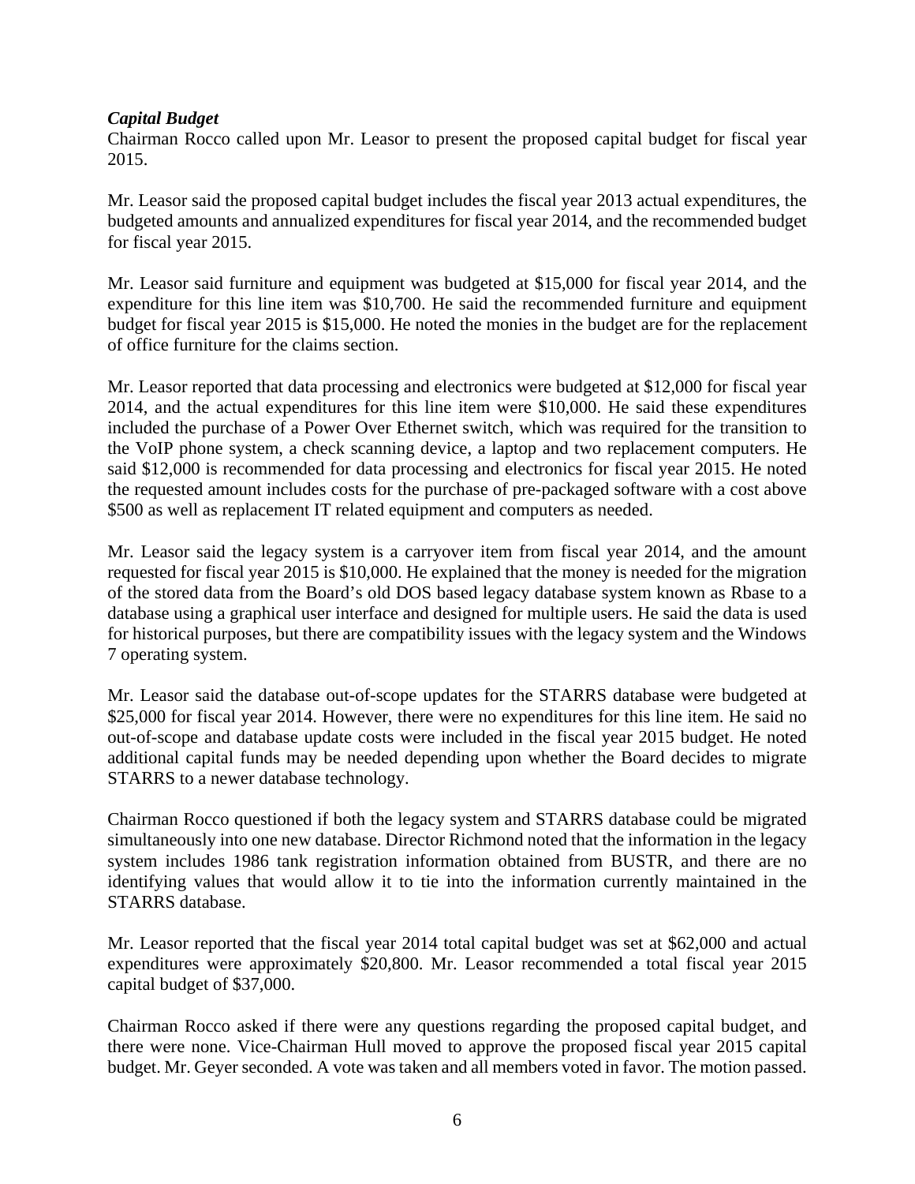***Capital Budget***

Chairman Rocco called upon Mr. Leasor to present the proposed capital budget for fiscal year 2015.

Mr. Leasor said the proposed capital budget includes the fiscal year 2013 actual expenditures, the budgeted amounts and annualized expenditures for fiscal year 2014, and the recommended budget for fiscal year 2015.

Mr. Leasor said furniture and equipment was budgeted at $15,000 for fiscal year 2014, and the expenditure for this line item was $10,700. He said the recommended furniture and equipment budget for fiscal year 2015 is $15,000. He noted the monies in the budget are for the replacement of office furniture for the claims section.

Mr. Leasor reported that data processing and electronics were budgeted at $12,000 for fiscal year 2014, and the actual expenditures for this line item were $10,000. He said these expenditures included the purchase of a Power Over Ethernet switch, which was required for the transition to the VoIP phone system, a check scanning device, a laptop and two replacement computers. He said $12,000 is recommended for data processing and electronics for fiscal year 2015. He noted the requested amount includes costs for the purchase of pre-packaged software with a cost above $500 as well as replacement IT related equipment and computers as needed.

Mr. Leasor said the legacy system is a carryover item from fiscal year 2014, and the amount requested for fiscal year 2015 is $10,000. He explained that the money is needed for the migration of the stored data from the Board's old DOS based legacy database system known as Rbase to a database using a graphical user interface and designed for multiple users. He said the data is used for historical purposes, but there are compatibility issues with the legacy system and the Windows 7 operating system.

Mr. Leasor said the database out-of-scope updates for the STARRS database were budgeted at $25,000 for fiscal year 2014. However, there were no expenditures for this line item. He said no out-of-scope and database update costs were included in the fiscal year 2015 budget. He noted additional capital funds may be needed depending upon whether the Board decides to migrate STARRS to a newer database technology.

Chairman Rocco questioned if both the legacy system and STARRS database could be migrated simultaneously into one new database. Director Richmond noted that the information in the legacy system includes 1986 tank registration information obtained from BUSTR, and there are no identifying values that would allow it to tie into the information currently maintained in the STARRS database.

Mr. Leasor reported that the fiscal year 2014 total capital budget was set at $62,000 and actual expenditures were approximately $20,800. Mr. Leasor recommended a total fiscal year 2015 capital budget of $37,000.

Chairman Rocco asked if there were any questions regarding the proposed capital budget, and there were none. Vice-Chairman Hull moved to approve the proposed fiscal year 2015 capital budget. Mr. Geyer seconded. A vote was taken and all members voted in favor. The motion passed.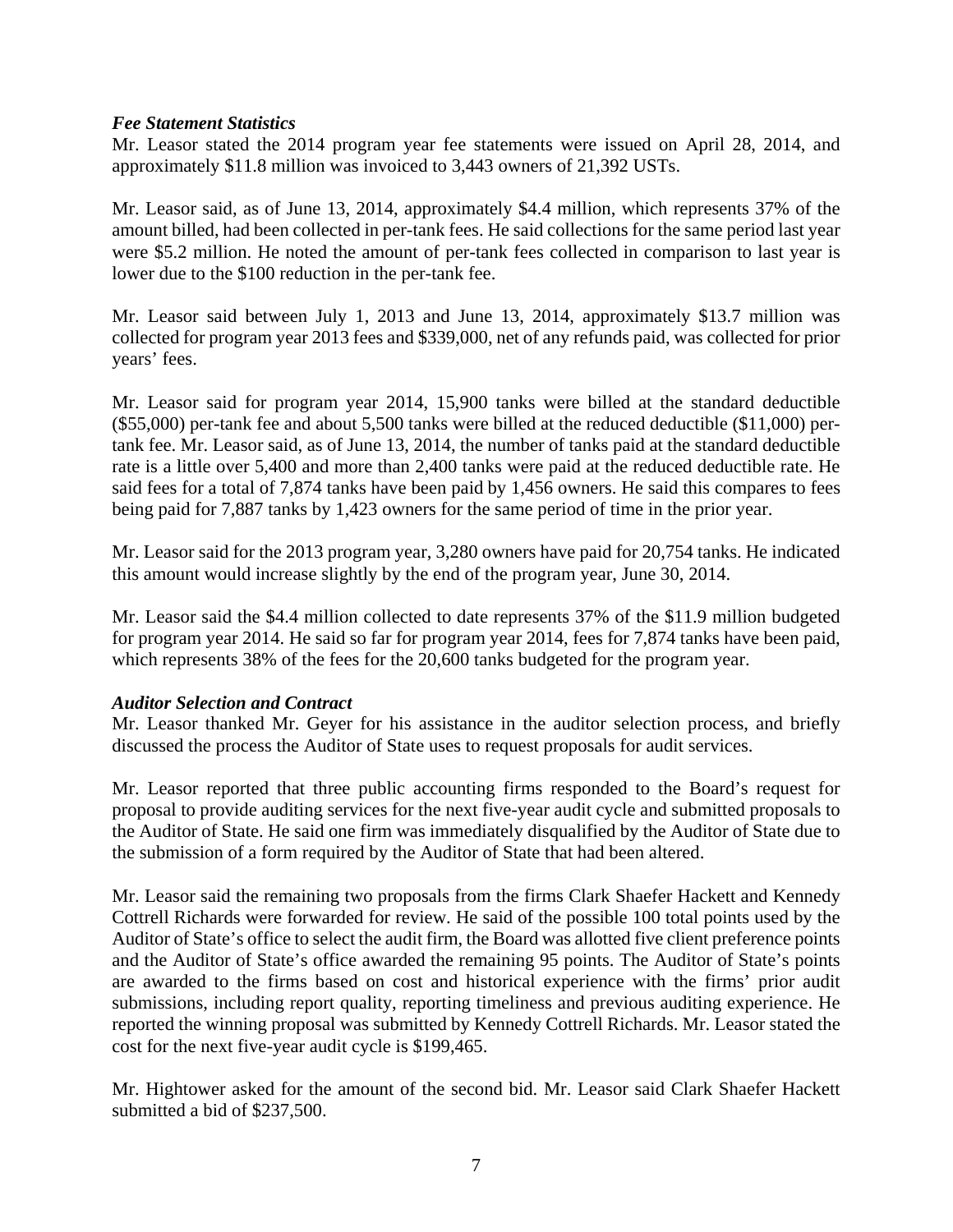***Fee Statement Statistics***

Mr. Leasor stated the 2014 program year fee statements were issued on April 28, 2014, and approximately $11.8 million was invoiced to 3,443 owners of 21,392 USTs.

Mr. Leasor said, as of June 13, 2014, approximately $4.4 million, which represents 37% of the amount billed, had been collected in per-tank fees. He said collections for the same period last year were $5.2 million. He noted the amount of per-tank fees collected in comparison to last year is lower due to the $100 reduction in the per-tank fee.

Mr. Leasor said between July 1, 2013 and June 13, 2014, approximately $13.7 million was collected for program year 2013 fees and $339,000, net of any refunds paid, was collected for prior years' fees.

Mr. Leasor said for program year 2014, 15,900 tanks were billed at the standard deductible ($55,000) per-tank fee and about 5,500 tanks were billed at the reduced deductible ($11,000) per-tank fee. Mr. Leasor said, as of June 13, 2014, the number of tanks paid at the standard deductible rate is a little over 5,400 and more than 2,400 tanks were paid at the reduced deductible rate. He said fees for a total of 7,874 tanks have been paid by 1,456 owners. He said this compares to fees being paid for 7,887 tanks by 1,423 owners for the same period of time in the prior year.

Mr. Leasor said for the 2013 program year, 3,280 owners have paid for 20,754 tanks. He indicated this amount would increase slightly by the end of the program year, June 30, 2014.

Mr. Leasor said the $4.4 million collected to date represents 37% of the $11.9 million budgeted for program year 2014. He said so far for program year 2014, fees for 7,874 tanks have been paid, which represents 38% of the fees for the 20,600 tanks budgeted for the program year.

***Auditor Selection and Contract***

Mr. Leasor thanked Mr. Geyer for his assistance in the auditor selection process, and briefly discussed the process the Auditor of State uses to request proposals for audit services.

Mr. Leasor reported that three public accounting firms responded to the Board's request for proposal to provide auditing services for the next five-year audit cycle and submitted proposals to the Auditor of State. He said one firm was immediately disqualified by the Auditor of State due to the submission of a form required by the Auditor of State that had been altered.

Mr. Leasor said the remaining two proposals from the firms Clark Shaefer Hackett and Kennedy Cottrell Richards were forwarded for review. He said of the possible 100 total points used by the Auditor of State's office to select the audit firm, the Board was allotted five client preference points and the Auditor of State's office awarded the remaining 95 points. The Auditor of State's points are awarded to the firms based on cost and historical experience with the firms' prior audit submissions, including report quality, reporting timeliness and previous auditing experience. He reported the winning proposal was submitted by Kennedy Cottrell Richards. Mr. Leasor stated the cost for the next five-year audit cycle is $199,465.

Mr. Hightower asked for the amount of the second bid. Mr. Leasor said Clark Shaefer Hackett submitted a bid of $237,500.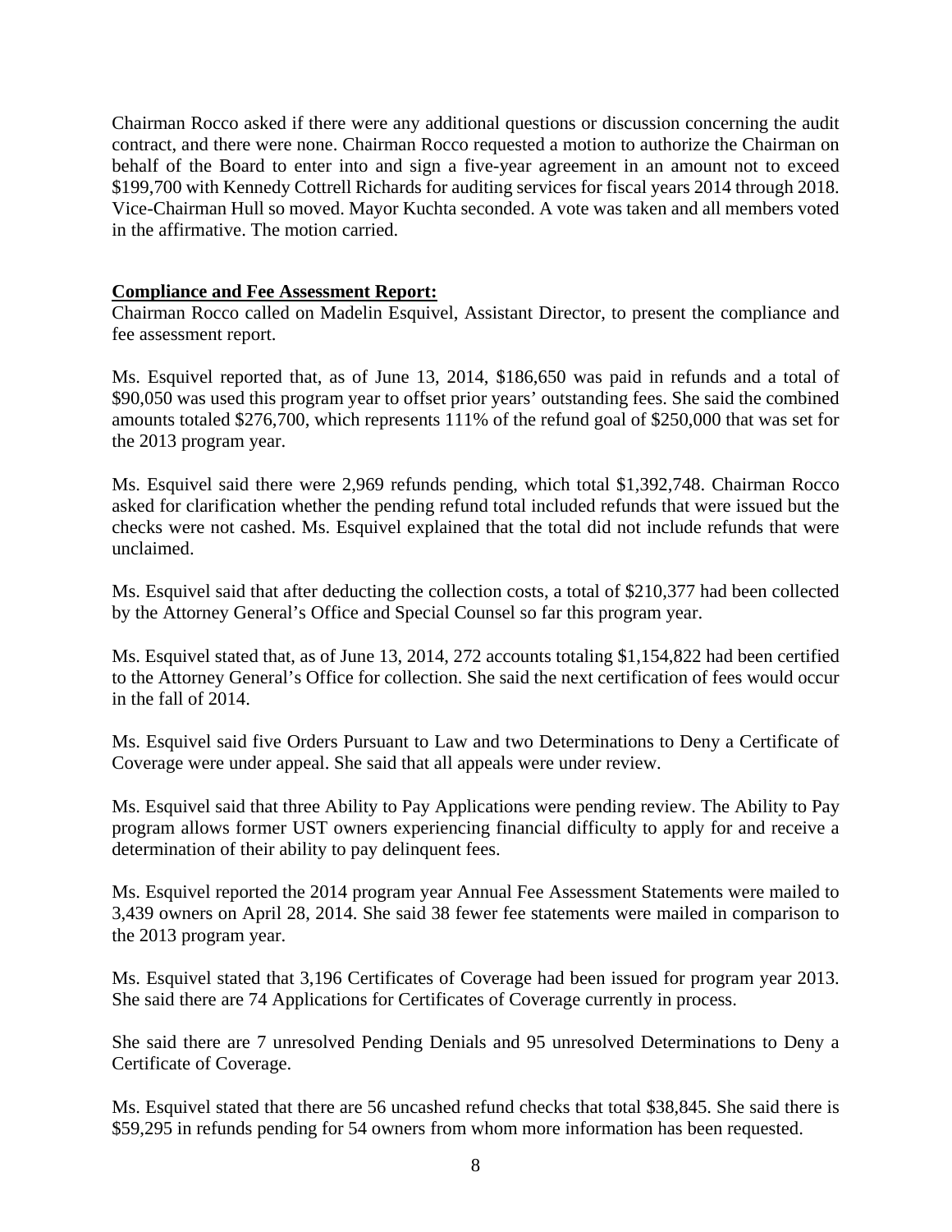Chairman Rocco asked if there were any additional questions or discussion concerning the audit contract, and there were none. Chairman Rocco requested a motion to authorize the Chairman on behalf of the Board to enter into and sign a five-year agreement in an amount not to exceed $199,700 with Kennedy Cottrell Richards for auditing services for fiscal years 2014 through 2018. Vice-Chairman Hull so moved. Mayor Kuchta seconded. A vote was taken and all members voted in the affirmative. The motion carried.

**Compliance and Fee Assessment Report:**

Chairman Rocco called on Madelin Esquivel, Assistant Director, to present the compliance and fee assessment report.

Ms. Esquivel reported that, as of June 13, 2014, $186,650 was paid in refunds and a total of $90,050 was used this program year to offset prior years' outstanding fees. She said the combined amounts totaled $276,700, which represents 111% of the refund goal of $250,000 that was set for the 2013 program year.

Ms. Esquivel said there were 2,969 refunds pending, which total $1,392,748. Chairman Rocco asked for clarification whether the pending refund total included refunds that were issued but the checks were not cashed. Ms. Esquivel explained that the total did not include refunds that were unclaimed.

Ms. Esquivel said that after deducting the collection costs, a total of $210,377 had been collected by the Attorney General's Office and Special Counsel so far this program year.

Ms. Esquivel stated that, as of June 13, 2014, 272 accounts totaling $1,154,822 had been certified to the Attorney General's Office for collection. She said the next certification of fees would occur in the fall of 2014.

Ms. Esquivel said five Orders Pursuant to Law and two Determinations to Deny a Certificate of Coverage were under appeal. She said that all appeals were under review.

Ms. Esquivel said that three Ability to Pay Applications were pending review. The Ability to Pay program allows former UST owners experiencing financial difficulty to apply for and receive a determination of their ability to pay delinquent fees.

Ms. Esquivel reported the 2014 program year Annual Fee Assessment Statements were mailed to 3,439 owners on April 28, 2014. She said 38 fewer fee statements were mailed in comparison to the 2013 program year.

Ms. Esquivel stated that 3,196 Certificates of Coverage had been issued for program year 2013. She said there are 74 Applications for Certificates of Coverage currently in process.

She said there are 7 unresolved Pending Denials and 95 unresolved Determinations to Deny a Certificate of Coverage.

Ms. Esquivel stated that there are 56 uncashed refund checks that total $38,845. She said there is $59,295 in refunds pending for 54 owners from whom more information has been requested.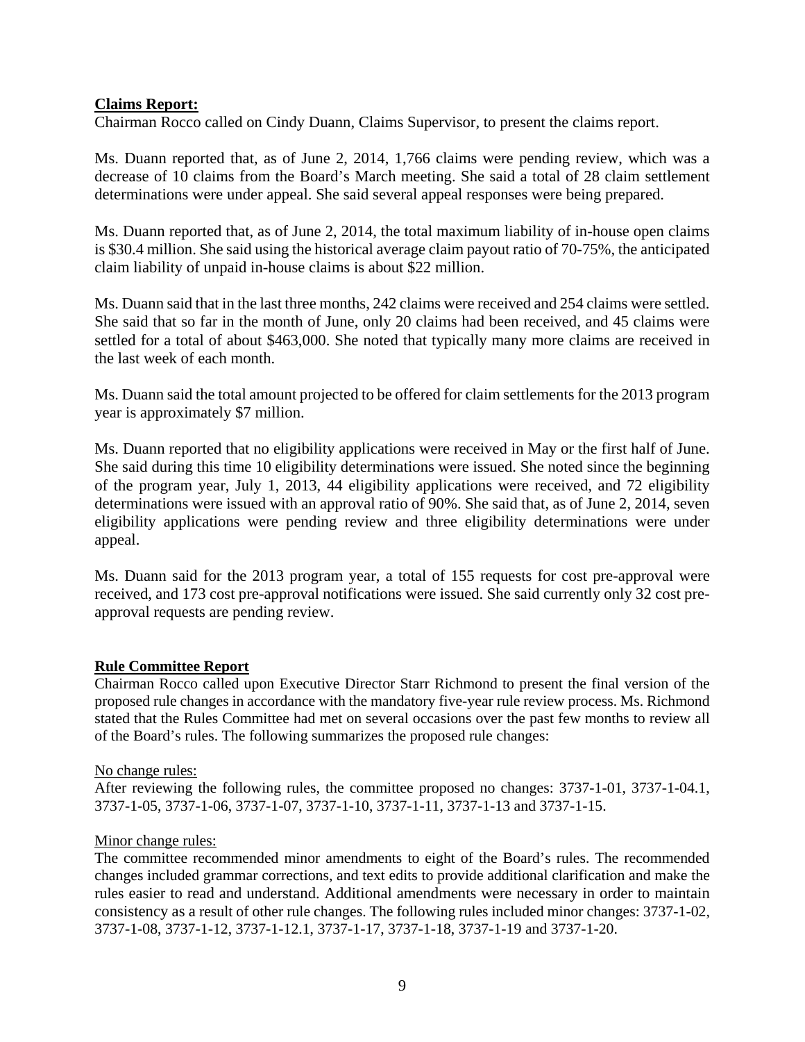**Claims Report:**

Chairman Rocco called on Cindy Duann, Claims Supervisor, to present the claims report.

Ms. Duann reported that, as of June 2, 2014, 1,766 claims were pending review, which was a decrease of 10 claims from the Board's March meeting. She said a total of 28 claim settlement determinations were under appeal. She said several appeal responses were being prepared.

Ms. Duann reported that, as of June 2, 2014, the total maximum liability of in-house open claims is $30.4 million. She said using the historical average claim payout ratio of 70-75%, the anticipated claim liability of unpaid in-house claims is about $22 million.

Ms. Duann said that in the last three months, 242 claims were received and 254 claims were settled. She said that so far in the month of June, only 20 claims had been received, and 45 claims were settled for a total of about $463,000. She noted that typically many more claims are received in the last week of each month.

Ms. Duann said the total amount projected to be offered for claim settlements for the 2013 program year is approximately $7 million.

Ms. Duann reported that no eligibility applications were received in May or the first half of June. She said during this time 10 eligibility determinations were issued. She noted since the beginning of the program year, July 1, 2013, 44 eligibility applications were received, and 72 eligibility determinations were issued with an approval ratio of 90%. She said that, as of June 2, 2014, seven eligibility applications were pending review and three eligibility determinations were under appeal.

Ms. Duann said for the 2013 program year, a total of 155 requests for cost pre-approval were received, and 173 cost pre-approval notifications were issued. She said currently only 32 cost pre-approval requests are pending review.

**Rule Committee Report**

Chairman Rocco called upon Executive Director Starr Richmond to present the final version of the proposed rule changes in accordance with the mandatory five-year rule review process. Ms. Richmond stated that the Rules Committee had met on several occasions over the past few months to review all of the Board's rules. The following summarizes the proposed rule changes:

No change rules:

After reviewing the following rules, the committee proposed no changes: 3737-1-01, 3737-1-04.1, 3737-1-05, 3737-1-06, 3737-1-07, 3737-1-10, 3737-1-11, 3737-1-13 and 3737-1-15.

Minor change rules:

The committee recommended minor amendments to eight of the Board's rules. The recommended changes included grammar corrections, and text edits to provide additional clarification and make the rules easier to read and understand. Additional amendments were necessary in order to maintain consistency as a result of other rule changes. The following rules included minor changes: 3737-1-02, 3737-1-08, 3737-1-12, 3737-1-12.1, 3737-1-17, 3737-1-18, 3737-1-19 and 3737-1-20.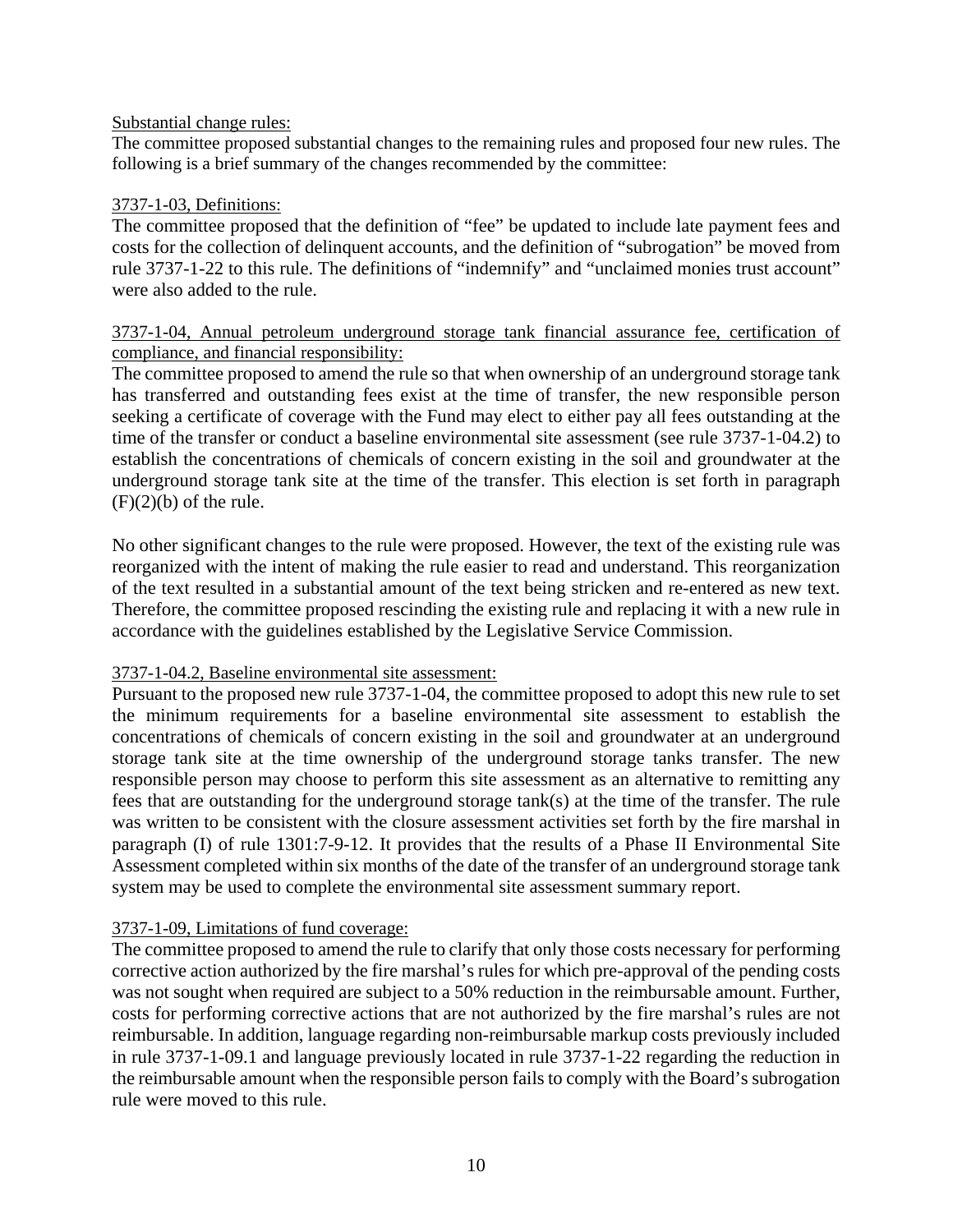Substantial change rules:

The committee proposed substantial changes to the remaining rules and proposed four new rules. The following is a brief summary of the changes recommended by the committee:

3737-1-03, Definitions:

The committee proposed that the definition of "fee" be updated to include late payment fees and costs for the collection of delinquent accounts, and the definition of "subrogation" be moved from rule 3737-1-22 to this rule. The definitions of "indemnify" and "unclaimed monies trust account" were also added to the rule.

3737-1-04, Annual petroleum underground storage tank financial assurance fee, certification of compliance, and financial responsibility:

The committee proposed to amend the rule so that when ownership of an underground storage tank has transferred and outstanding fees exist at the time of transfer, the new responsible person seeking a certificate of coverage with the Fund may elect to either pay all fees outstanding at the time of the transfer or conduct a baseline environmental site assessment (see rule 3737-1-04.2) to establish the concentrations of chemicals of concern existing in the soil and groundwater at the underground storage tank site at the time of the transfer. This election is set forth in paragraph (F)(2)(b) of the rule.

No other significant changes to the rule were proposed. However, the text of the existing rule was reorganized with the intent of making the rule easier to read and understand. This reorganization of the text resulted in a substantial amount of the text being stricken and re-entered as new text. Therefore, the committee proposed rescinding the existing rule and replacing it with a new rule in accordance with the guidelines established by the Legislative Service Commission.

3737-1-04.2, Baseline environmental site assessment:

Pursuant to the proposed new rule 3737-1-04, the committee proposed to adopt this new rule to set the minimum requirements for a baseline environmental site assessment to establish the concentrations of chemicals of concern existing in the soil and groundwater at an underground storage tank site at the time ownership of the underground storage tanks transfer. The new responsible person may choose to perform this site assessment as an alternative to remitting any fees that are outstanding for the underground storage tank(s) at the time of the transfer. The rule was written to be consistent with the closure assessment activities set forth by the fire marshal in paragraph (I) of rule 1301:7-9-12. It provides that the results of a Phase II Environmental Site Assessment completed within six months of the date of the transfer of an underground storage tank system may be used to complete the environmental site assessment summary report.

3737-1-09, Limitations of fund coverage:

The committee proposed to amend the rule to clarify that only those costs necessary for performing corrective action authorized by the fire marshal's rules for which pre-approval of the pending costs was not sought when required are subject to a 50% reduction in the reimbursable amount. Further, costs for performing corrective actions that are not authorized by the fire marshal's rules are not reimbursable. In addition, language regarding non-reimbursable markup costs previously included in rule 3737-1-09.1 and language previously located in rule 3737-1-22 regarding the reduction in the reimbursable amount when the responsible person fails to comply with the Board's subrogation rule were moved to this rule.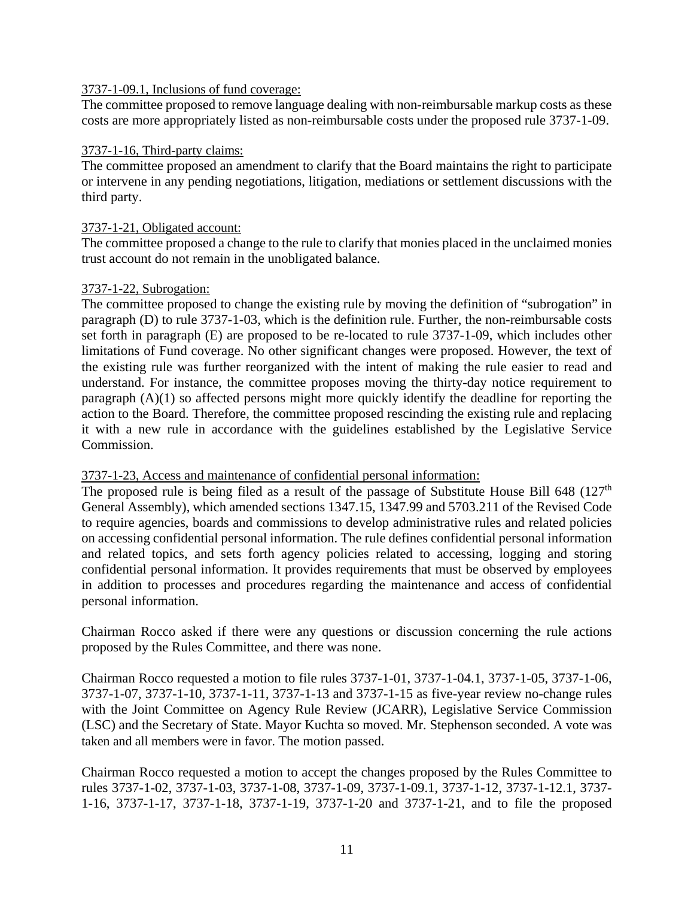3737-1-09.1, Inclusions of fund coverage:

The committee proposed to remove language dealing with non-reimbursable markup costs as these costs are more appropriately listed as non-reimbursable costs under the proposed rule 3737-1-09.

3737-1-16, Third-party claims:

The committee proposed an amendment to clarify that the Board maintains the right to participate or intervene in any pending negotiations, litigation, mediations or settlement discussions with the third party.

3737-1-21, Obligated account:

The committee proposed a change to the rule to clarify that monies placed in the unclaimed monies trust account do not remain in the unobligated balance.

3737-1-22, Subrogation:

The committee proposed to change the existing rule by moving the definition of "subrogation" in paragraph (D) to rule 3737-1-03, which is the definition rule. Further, the non-reimbursable costs set forth in paragraph (E) are proposed to be re-located to rule 3737-1-09, which includes other limitations of Fund coverage. No other significant changes were proposed. However, the text of the existing rule was further reorganized with the intent of making the rule easier to read and understand. For instance, the committee proposes moving the thirty-day notice requirement to paragraph (A)(1) so affected persons might more quickly identify the deadline for reporting the action to the Board. Therefore, the committee proposed rescinding the existing rule and replacing it with a new rule in accordance with the guidelines established by the Legislative Service Commission.

3737-1-23, Access and maintenance of confidential personal information:

The proposed rule is being filed as a result of the passage of Substitute House Bill 648 (127th General Assembly), which amended sections 1347.15, 1347.99 and 5703.211 of the Revised Code to require agencies, boards and commissions to develop administrative rules and related policies on accessing confidential personal information. The rule defines confidential personal information and related topics, and sets forth agency policies related to accessing, logging and storing confidential personal information. It provides requirements that must be observed by employees in addition to processes and procedures regarding the maintenance and access of confidential personal information.

Chairman Rocco asked if there were any questions or discussion concerning the rule actions proposed by the Rules Committee, and there was none.

Chairman Rocco requested a motion to file rules 3737-1-01, 3737-1-04.1, 3737-1-05, 3737-1-06, 3737-1-07, 3737-1-10, 3737-1-11, 3737-1-13 and 3737-1-15 as five-year review no-change rules with the Joint Committee on Agency Rule Review (JCARR), Legislative Service Commission (LSC) and the Secretary of State. Mayor Kuchta so moved. Mr. Stephenson seconded. A vote was taken and all members were in favor. The motion passed.

Chairman Rocco requested a motion to accept the changes proposed by the Rules Committee to rules 3737-1-02, 3737-1-03, 3737-1-08, 3737-1-09, 3737-1-09.1, 3737-1-12, 3737-1-12.1, 3737-1-16, 3737-1-17, 3737-1-18, 3737-1-19, 3737-1-20 and 3737-1-21, and to file the proposed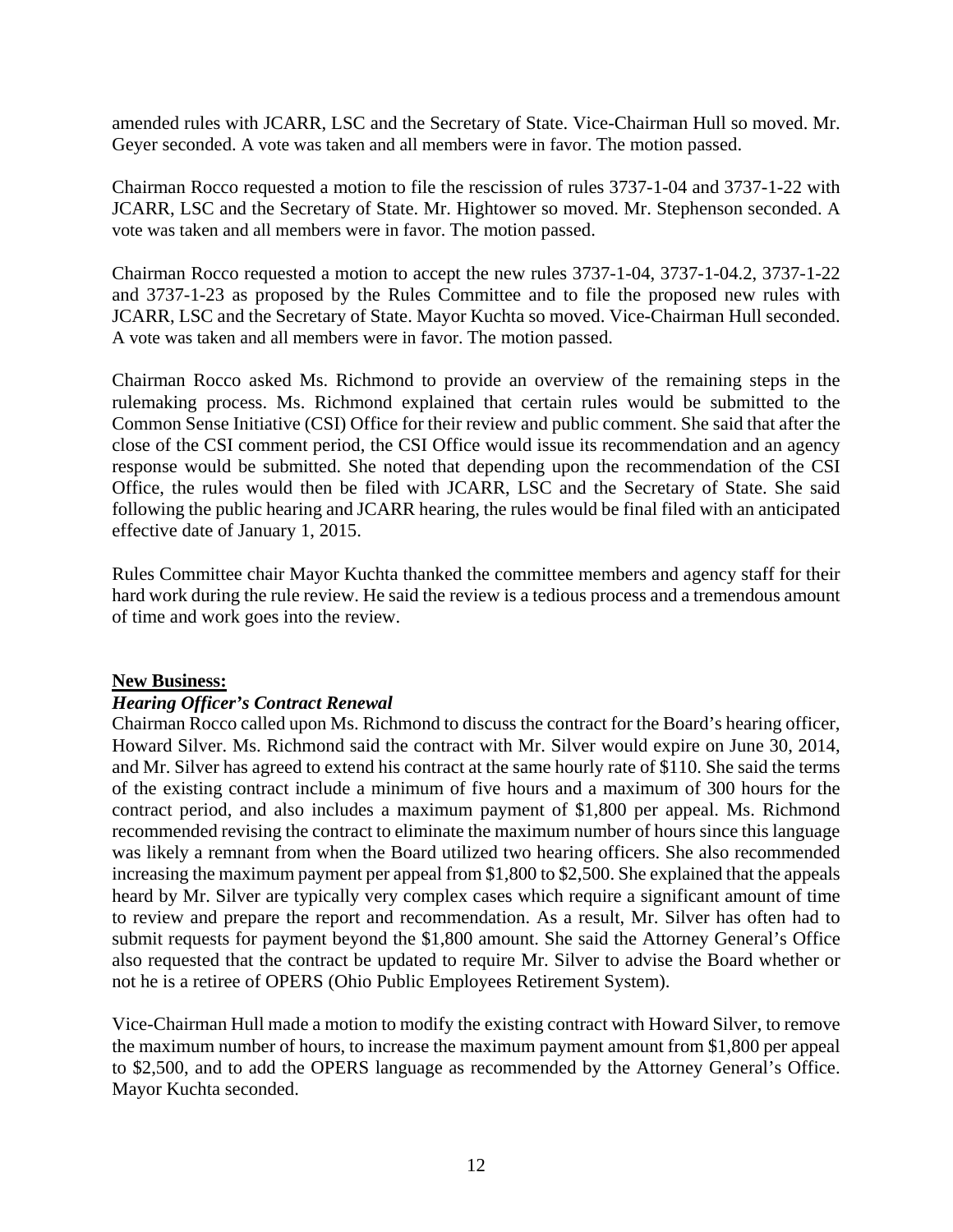amended rules with JCARR, LSC and the Secretary of State. Vice-Chairman Hull so moved. Mr. Geyer seconded. A vote was taken and all members were in favor. The motion passed.

Chairman Rocco requested a motion to file the rescission of rules 3737-1-04 and 3737-1-22 with JCARR, LSC and the Secretary of State. Mr. Hightower so moved. Mr. Stephenson seconded. A vote was taken and all members were in favor. The motion passed.

Chairman Rocco requested a motion to accept the new rules 3737-1-04, 3737-1-04.2, 3737-1-22 and 3737-1-23 as proposed by the Rules Committee and to file the proposed new rules with JCARR, LSC and the Secretary of State. Mayor Kuchta so moved. Vice-Chairman Hull seconded. A vote was taken and all members were in favor. The motion passed.

Chairman Rocco asked Ms. Richmond to provide an overview of the remaining steps in the rulemaking process. Ms. Richmond explained that certain rules would be submitted to the Common Sense Initiative (CSI) Office for their review and public comment. She said that after the close of the CSI comment period, the CSI Office would issue its recommendation and an agency response would be submitted. She noted that depending upon the recommendation of the CSI Office, the rules would then be filed with JCARR, LSC and the Secretary of State. She said following the public hearing and JCARR hearing, the rules would be final filed with an anticipated effective date of January 1, 2015.

Rules Committee chair Mayor Kuchta thanked the committee members and agency staff for their hard work during the rule review. He said the review is a tedious process and a tremendous amount of time and work goes into the review.

**New Business:**

***Hearing Officer's Contract Renewal***

Chairman Rocco called upon Ms. Richmond to discuss the contract for the Board's hearing officer, Howard Silver. Ms. Richmond said the contract with Mr. Silver would expire on June 30, 2014, and Mr. Silver has agreed to extend his contract at the same hourly rate of $110. She said the terms of the existing contract include a minimum of five hours and a maximum of 300 hours for the contract period, and also includes a maximum payment of $1,800 per appeal. Ms. Richmond recommended revising the contract to eliminate the maximum number of hours since this language was likely a remnant from when the Board utilized two hearing officers. She also recommended increasing the maximum payment per appeal from $1,800 to $2,500. She explained that the appeals heard by Mr. Silver are typically very complex cases which require a significant amount of time to review and prepare the report and recommendation. As a result, Mr. Silver has often had to submit requests for payment beyond the $1,800 amount. She said the Attorney General's Office also requested that the contract be updated to require Mr. Silver to advise the Board whether or not he is a retiree of OPERS (Ohio Public Employees Retirement System).

Vice-Chairman Hull made a motion to modify the existing contract with Howard Silver, to remove the maximum number of hours, to increase the maximum payment amount from $1,800 per appeal to $2,500, and to add the OPERS language as recommended by the Attorney General's Office. Mayor Kuchta seconded.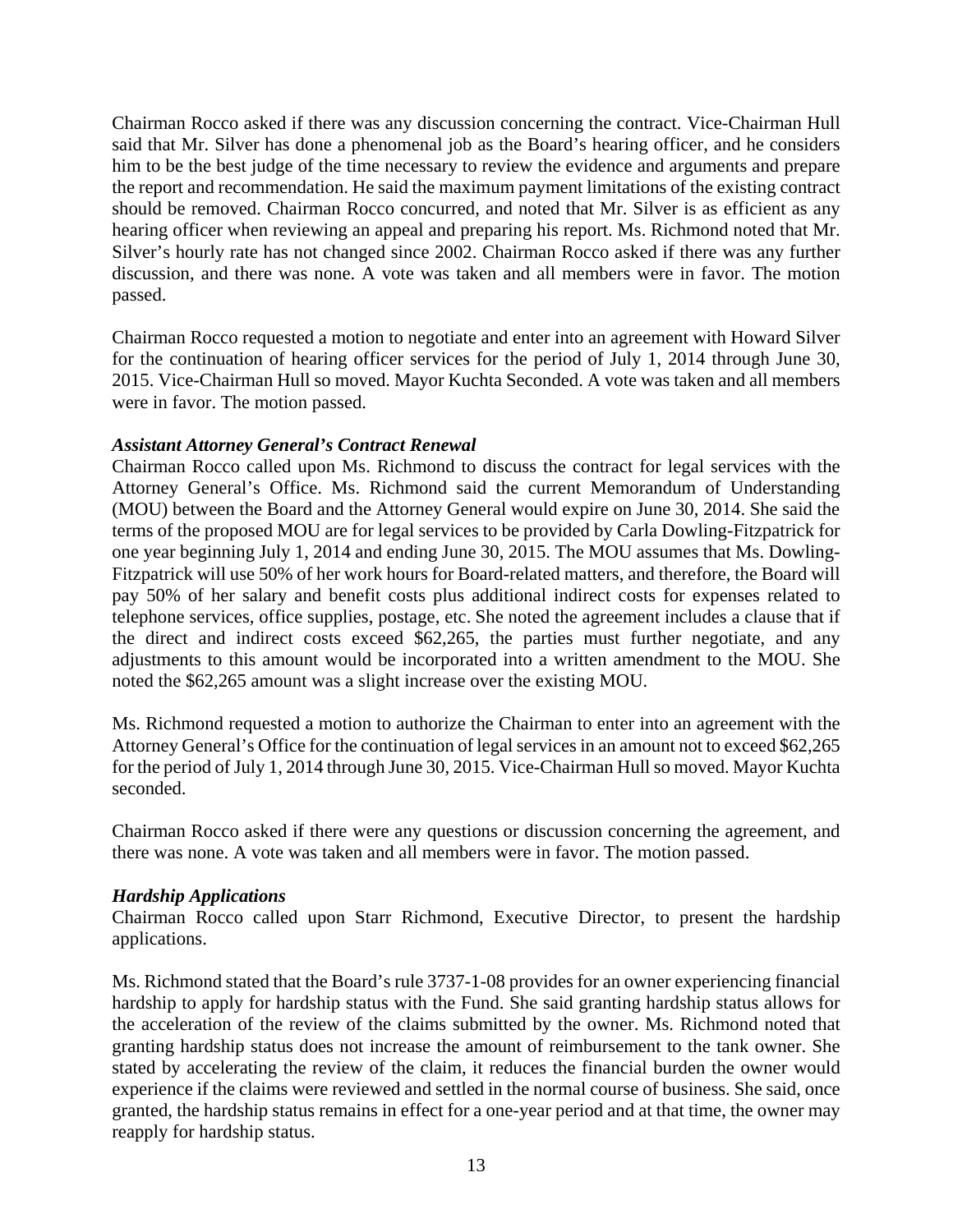Chairman Rocco asked if there was any discussion concerning the contract. Vice-Chairman Hull said that Mr. Silver has done a phenomenal job as the Board's hearing officer, and he considers him to be the best judge of the time necessary to review the evidence and arguments and prepare the report and recommendation. He said the maximum payment limitations of the existing contract should be removed. Chairman Rocco concurred, and noted that Mr. Silver is as efficient as any hearing officer when reviewing an appeal and preparing his report. Ms. Richmond noted that Mr. Silver's hourly rate has not changed since 2002. Chairman Rocco asked if there was any further discussion, and there was none. A vote was taken and all members were in favor. The motion passed.

Chairman Rocco requested a motion to negotiate and enter into an agreement with Howard Silver for the continuation of hearing officer services for the period of July 1, 2014 through June 30, 2015. Vice-Chairman Hull so moved. Mayor Kuchta Seconded. A vote was taken and all members were in favor. The motion passed.

***Assistant Attorney General's Contract Renewal***

Chairman Rocco called upon Ms. Richmond to discuss the contract for legal services with the Attorney General's Office. Ms. Richmond said the current Memorandum of Understanding (MOU) between the Board and the Attorney General would expire on June 30, 2014. She said the terms of the proposed MOU are for legal services to be provided by Carla Dowling-Fitzpatrick for one year beginning July 1, 2014 and ending June 30, 2015. The MOU assumes that Ms. Dowling-Fitzpatrick will use 50% of her work hours for Board-related matters, and therefore, the Board will pay 50% of her salary and benefit costs plus additional indirect costs for expenses related to telephone services, office supplies, postage, etc. She noted the agreement includes a clause that if the direct and indirect costs exceed $62,265, the parties must further negotiate, and any adjustments to this amount would be incorporated into a written amendment to the MOU. She noted the $62,265 amount was a slight increase over the existing MOU.

Ms. Richmond requested a motion to authorize the Chairman to enter into an agreement with the Attorney General's Office for the continuation of legal services in an amount not to exceed $62,265 for the period of July 1, 2014 through June 30, 2015. Vice-Chairman Hull so moved. Mayor Kuchta seconded.

Chairman Rocco asked if there were any questions or discussion concerning the agreement, and there was none. A vote was taken and all members were in favor. The motion passed.

***Hardship Applications***

Chairman Rocco called upon Starr Richmond, Executive Director, to present the hardship applications.

Ms. Richmond stated that the Board's rule 3737-1-08 provides for an owner experiencing financial hardship to apply for hardship status with the Fund. She said granting hardship status allows for the acceleration of the review of the claims submitted by the owner. Ms. Richmond noted that granting hardship status does not increase the amount of reimbursement to the tank owner. She stated by accelerating the review of the claim, it reduces the financial burden the owner would experience if the claims were reviewed and settled in the normal course of business. She said, once granted, the hardship status remains in effect for a one-year period and at that time, the owner may reapply for hardship status.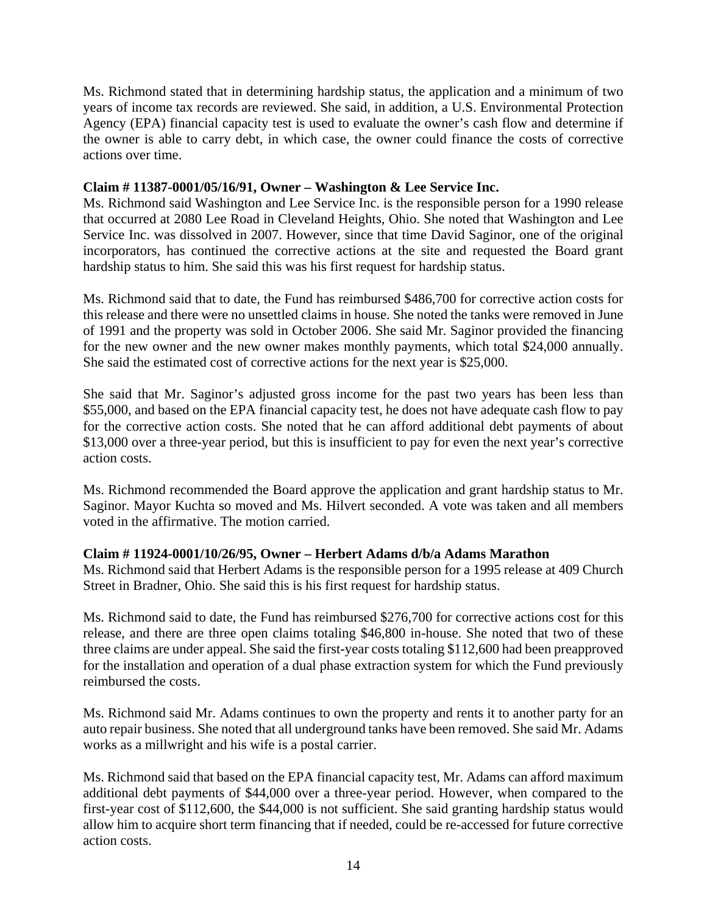Ms. Richmond stated that in determining hardship status, the application and a minimum of two years of income tax records are reviewed. She said, in addition, a U.S. Environmental Protection Agency (EPA) financial capacity test is used to evaluate the owner's cash flow and determine if the owner is able to carry debt, in which case, the owner could finance the costs of corrective actions over time.

**Claim # 11387-0001/05/16/91, Owner – Washington & Lee Service Inc.**

Ms. Richmond said Washington and Lee Service Inc. is the responsible person for a 1990 release that occurred at 2080 Lee Road in Cleveland Heights, Ohio. She noted that Washington and Lee Service Inc. was dissolved in 2007. However, since that time David Saginor, one of the original incorporators, has continued the corrective actions at the site and requested the Board grant hardship status to him. She said this was his first request for hardship status.

Ms. Richmond said that to date, the Fund has reimbursed $486,700 for corrective action costs for this release and there were no unsettled claims in house. She noted the tanks were removed in June of 1991 and the property was sold in October 2006. She said Mr. Saginor provided the financing for the new owner and the new owner makes monthly payments, which total $24,000 annually. She said the estimated cost of corrective actions for the next year is $25,000.

She said that Mr. Saginor's adjusted gross income for the past two years has been less than $55,000, and based on the EPA financial capacity test, he does not have adequate cash flow to pay for the corrective action costs. She noted that he can afford additional debt payments of about $13,000 over a three-year period, but this is insufficient to pay for even the next year's corrective action costs.

Ms. Richmond recommended the Board approve the application and grant hardship status to Mr. Saginor. Mayor Kuchta so moved and Ms. Hilvert seconded. A vote was taken and all members voted in the affirmative. The motion carried.

**Claim # 11924-0001/10/26/95, Owner – Herbert Adams d/b/a Adams Marathon**

Ms. Richmond said that Herbert Adams is the responsible person for a 1995 release at 409 Church Street in Bradner, Ohio. She said this is his first request for hardship status.

Ms. Richmond said to date, the Fund has reimbursed $276,700 for corrective actions cost for this release, and there are three open claims totaling $46,800 in-house. She noted that two of these three claims are under appeal. She said the first-year costs totaling $112,600 had been preapproved for the installation and operation of a dual phase extraction system for which the Fund previously reimbursed the costs.

Ms. Richmond said Mr. Adams continues to own the property and rents it to another party for an auto repair business. She noted that all underground tanks have been removed. She said Mr. Adams works as a millwright and his wife is a postal carrier.

Ms. Richmond said that based on the EPA financial capacity test, Mr. Adams can afford maximum additional debt payments of $44,000 over a three-year period. However, when compared to the first-year cost of $112,600, the $44,000 is not sufficient. She said granting hardship status would allow him to acquire short term financing that if needed, could be re-accessed for future corrective action costs.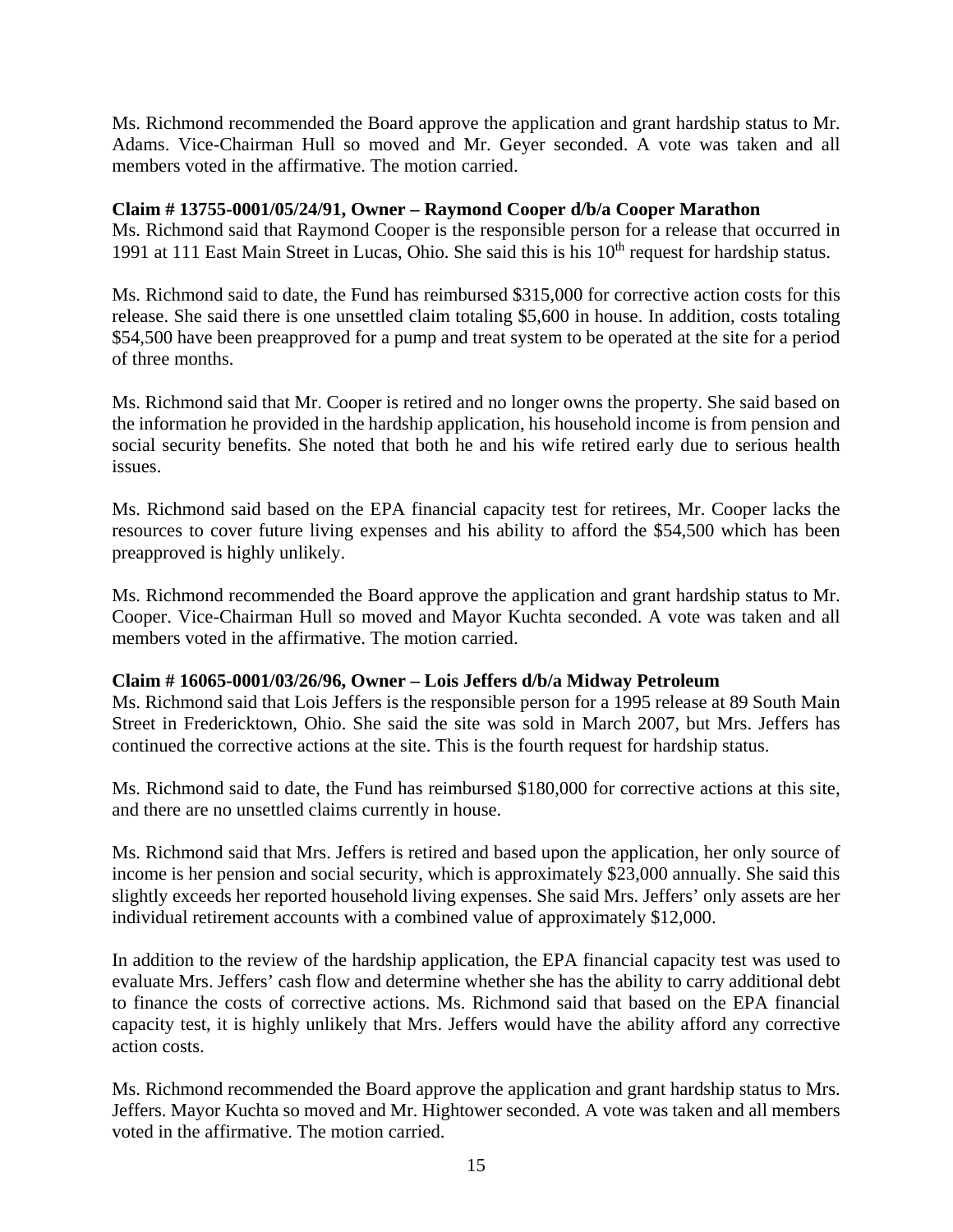Ms. Richmond recommended the Board approve the application and grant hardship status to Mr. Adams. Vice-Chairman Hull so moved and Mr. Geyer seconded. A vote was taken and all members voted in the affirmative. The motion carried.

**Claim # 13755-0001/05/24/91, Owner – Raymond Cooper d/b/a Cooper Marathon**

Ms. Richmond said that Raymond Cooper is the responsible person for a release that occurred in 1991 at 111 East Main Street in Lucas, Ohio. She said this is his 10th request for hardship status.

Ms. Richmond said to date, the Fund has reimbursed $315,000 for corrective action costs for this release. She said there is one unsettled claim totaling $5,600 in house. In addition, costs totaling $54,500 have been preapproved for a pump and treat system to be operated at the site for a period of three months.

Ms. Richmond said that Mr. Cooper is retired and no longer owns the property. She said based on the information he provided in the hardship application, his household income is from pension and social security benefits. She noted that both he and his wife retired early due to serious health issues.

Ms. Richmond said based on the EPA financial capacity test for retirees, Mr. Cooper lacks the resources to cover future living expenses and his ability to afford the $54,500 which has been preapproved is highly unlikely.

Ms. Richmond recommended the Board approve the application and grant hardship status to Mr. Cooper. Vice-Chairman Hull so moved and Mayor Kuchta seconded. A vote was taken and all members voted in the affirmative. The motion carried.

**Claim # 16065-0001/03/26/96, Owner – Lois Jeffers d/b/a Midway Petroleum**

Ms. Richmond said that Lois Jeffers is the responsible person for a 1995 release at 89 South Main Street in Fredericktown, Ohio. She said the site was sold in March 2007, but Mrs. Jeffers has continued the corrective actions at the site. This is the fourth request for hardship status.

Ms. Richmond said to date, the Fund has reimbursed $180,000 for corrective actions at this site, and there are no unsettled claims currently in house.

Ms. Richmond said that Mrs. Jeffers is retired and based upon the application, her only source of income is her pension and social security, which is approximately $23,000 annually. She said this slightly exceeds her reported household living expenses. She said Mrs. Jeffers' only assets are her individual retirement accounts with a combined value of approximately $12,000.

In addition to the review of the hardship application, the EPA financial capacity test was used to evaluate Mrs. Jeffers' cash flow and determine whether she has the ability to carry additional debt to finance the costs of corrective actions. Ms. Richmond said that based on the EPA financial capacity test, it is highly unlikely that Mrs. Jeffers would have the ability afford any corrective action costs.

Ms. Richmond recommended the Board approve the application and grant hardship status to Mrs. Jeffers. Mayor Kuchta so moved and Mr. Hightower seconded. A vote was taken and all members voted in the affirmative. The motion carried.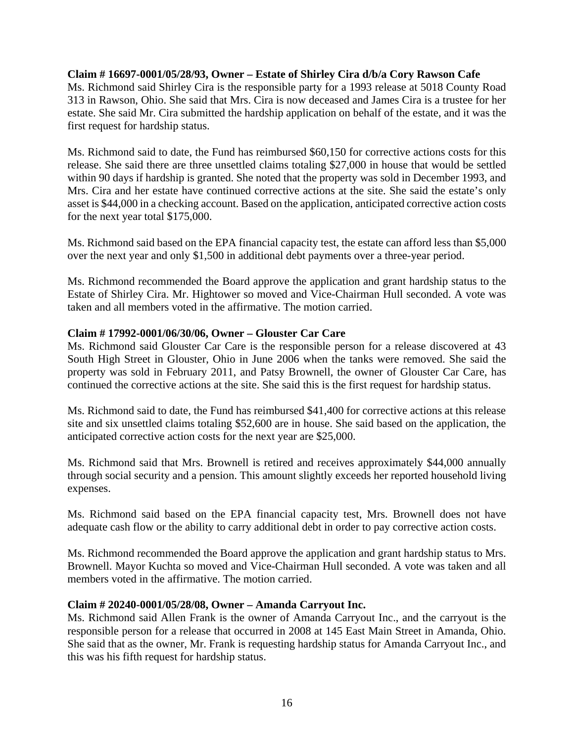**Claim # 16697-0001/05/28/93, Owner – Estate of Shirley Cira d/b/a Cory Rawson Cafe**
Ms. Richmond said Shirley Cira is the responsible party for a 1993 release at 5018 County Road 313 in Rawson, Ohio. She said that Mrs. Cira is now deceased and James Cira is a trustee for her estate. She said Mr. Cira submitted the hardship application on behalf of the estate, and it was the first request for hardship status.

Ms. Richmond said to date, the Fund has reimbursed $60,150 for corrective actions costs for this release. She said there are three unsettled claims totaling $27,000 in house that would be settled within 90 days if hardship is granted. She noted that the property was sold in December 1993, and Mrs. Cira and her estate have continued corrective actions at the site. She said the estate's only asset is $44,000 in a checking account. Based on the application, anticipated corrective action costs for the next year total $175,000.

Ms. Richmond said based on the EPA financial capacity test, the estate can afford less than $5,000 over the next year and only $1,500 in additional debt payments over a three-year period.

Ms. Richmond recommended the Board approve the application and grant hardship status to the Estate of Shirley Cira. Mr. Hightower so moved and Vice-Chairman Hull seconded. A vote was taken and all members voted in the affirmative. The motion carried.

**Claim # 17992-0001/06/30/06, Owner – Glouster Car Care**
Ms. Richmond said Glouster Car Care is the responsible person for a release discovered at 43 South High Street in Glouster, Ohio in June 2006 when the tanks were removed. She said the property was sold in February 2011, and Patsy Brownell, the owner of Glouster Car Care, has continued the corrective actions at the site. She said this is the first request for hardship status.

Ms. Richmond said to date, the Fund has reimbursed $41,400 for corrective actions at this release site and six unsettled claims totaling $52,600 are in house. She said based on the application, the anticipated corrective action costs for the next year are $25,000.

Ms. Richmond said that Mrs. Brownell is retired and receives approximately $44,000 annually through social security and a pension. This amount slightly exceeds her reported household living expenses.

Ms. Richmond said based on the EPA financial capacity test, Mrs. Brownell does not have adequate cash flow or the ability to carry additional debt in order to pay corrective action costs.

Ms. Richmond recommended the Board approve the application and grant hardship status to Mrs. Brownell. Mayor Kuchta so moved and Vice-Chairman Hull seconded. A vote was taken and all members voted in the affirmative. The motion carried.

**Claim # 20240-0001/05/28/08, Owner – Amanda Carryout Inc.**
Ms. Richmond said Allen Frank is the owner of Amanda Carryout Inc., and the carryout is the responsible person for a release that occurred in 2008 at 145 East Main Street in Amanda, Ohio. She said that as the owner, Mr. Frank is requesting hardship status for Amanda Carryout Inc., and this was his fifth request for hardship status.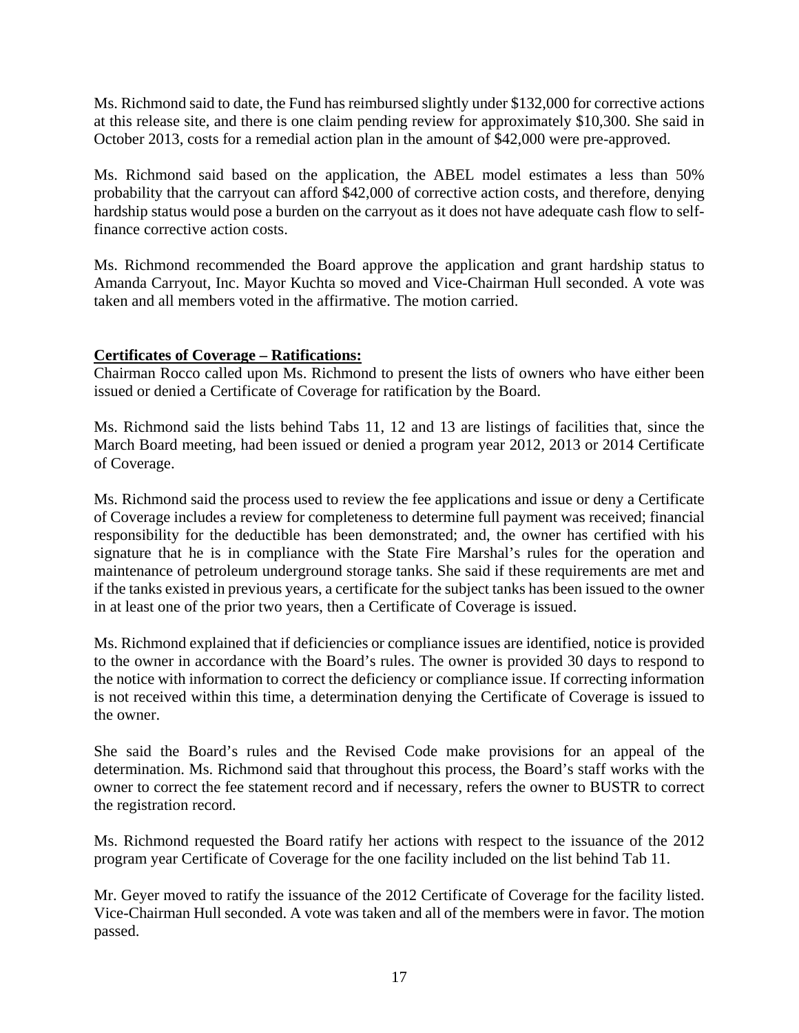Ms. Richmond said to date, the Fund has reimbursed slightly under $132,000 for corrective actions at this release site, and there is one claim pending review for approximately $10,300. She said in October 2013, costs for a remedial action plan in the amount of $42,000 were pre-approved.

Ms. Richmond said based on the application, the ABEL model estimates a less than 50% probability that the carryout can afford $42,000 of corrective action costs, and therefore, denying hardship status would pose a burden on the carryout as it does not have adequate cash flow to self-finance corrective action costs.

Ms. Richmond recommended the Board approve the application and grant hardship status to Amanda Carryout, Inc. Mayor Kuchta so moved and Vice-Chairman Hull seconded. A vote was taken and all members voted in the affirmative. The motion carried.

**Certificates of Coverage – Ratifications:**

Chairman Rocco called upon Ms. Richmond to present the lists of owners who have either been issued or denied a Certificate of Coverage for ratification by the Board.

Ms. Richmond said the lists behind Tabs 11, 12 and 13 are listings of facilities that, since the March Board meeting, had been issued or denied a program year 2012, 2013 or 2014 Certificate of Coverage.

Ms. Richmond said the process used to review the fee applications and issue or deny a Certificate of Coverage includes a review for completeness to determine full payment was received; financial responsibility for the deductible has been demonstrated; and, the owner has certified with his signature that he is in compliance with the State Fire Marshal's rules for the operation and maintenance of petroleum underground storage tanks. She said if these requirements are met and if the tanks existed in previous years, a certificate for the subject tanks has been issued to the owner in at least one of the prior two years, then a Certificate of Coverage is issued.

Ms. Richmond explained that if deficiencies or compliance issues are identified, notice is provided to the owner in accordance with the Board's rules. The owner is provided 30 days to respond to the notice with information to correct the deficiency or compliance issue. If correcting information is not received within this time, a determination denying the Certificate of Coverage is issued to the owner.

She said the Board's rules and the Revised Code make provisions for an appeal of the determination. Ms. Richmond said that throughout this process, the Board's staff works with the owner to correct the fee statement record and if necessary, refers the owner to BUSTR to correct the registration record.

Ms. Richmond requested the Board ratify her actions with respect to the issuance of the 2012 program year Certificate of Coverage for the one facility included on the list behind Tab 11.

Mr. Geyer moved to ratify the issuance of the 2012 Certificate of Coverage for the facility listed. Vice-Chairman Hull seconded. A vote was taken and all of the members were in favor. The motion passed.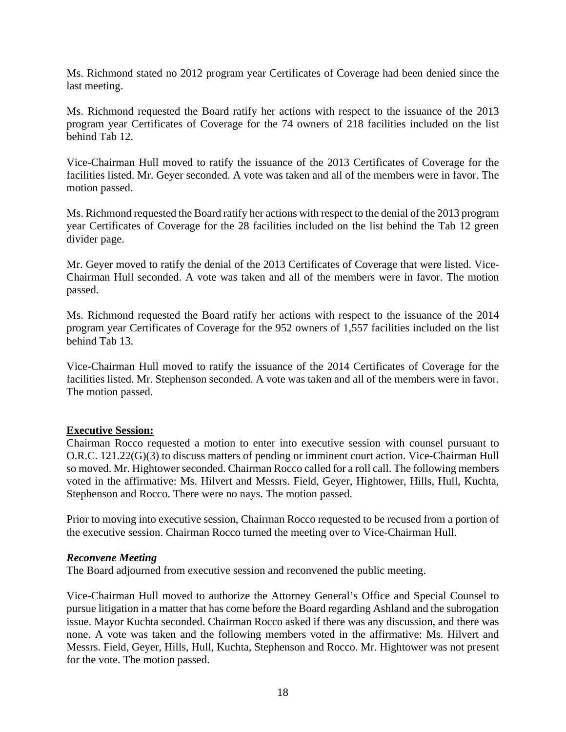Ms. Richmond stated no 2012 program year Certificates of Coverage had been denied since the last meeting.

Ms. Richmond requested the Board ratify her actions with respect to the issuance of the 2013 program year Certificates of Coverage for the 74 owners of 218 facilities included on the list behind Tab 12.

Vice-Chairman Hull moved to ratify the issuance of the 2013 Certificates of Coverage for the facilities listed. Mr. Geyer seconded. A vote was taken and all of the members were in favor. The motion passed.

Ms. Richmond requested the Board ratify her actions with respect to the denial of the 2013 program year Certificates of Coverage for the 28 facilities included on the list behind the Tab 12 green divider page.

Mr. Geyer moved to ratify the denial of the 2013 Certificates of Coverage that were listed. Vice-Chairman Hull seconded. A vote was taken and all of the members were in favor. The motion passed.

Ms. Richmond requested the Board ratify her actions with respect to the issuance of the 2014 program year Certificates of Coverage for the 952 owners of 1,557 facilities included on the list behind Tab 13.

Vice-Chairman Hull moved to ratify the issuance of the 2014 Certificates of Coverage for the facilities listed. Mr. Stephenson seconded. A vote was taken and all of the members were in favor. The motion passed.

**Executive Session:**

Chairman Rocco requested a motion to enter into executive session with counsel pursuant to O.R.C. 121.22(G)(3) to discuss matters of pending or imminent court action. Vice-Chairman Hull so moved. Mr. Hightower seconded. Chairman Rocco called for a roll call. The following members voted in the affirmative: Ms. Hilvert and Messrs. Field, Geyer, Hightower, Hills, Hull, Kuchta, Stephenson and Rocco. There were no nays. The motion passed.

Prior to moving into executive session, Chairman Rocco requested to be recused from a portion of the executive session. Chairman Rocco turned the meeting over to Vice-Chairman Hull.

***Reconvene Meeting***

The Board adjourned from executive session and reconvened the public meeting.

Vice-Chairman Hull moved to authorize the Attorney General's Office and Special Counsel to pursue litigation in a matter that has come before the Board regarding Ashland and the subrogation issue. Mayor Kuchta seconded. Chairman Rocco asked if there was any discussion, and there was none. A vote was taken and the following members voted in the affirmative: Ms. Hilvert and Messrs. Field, Geyer, Hills, Hull, Kuchta, Stephenson and Rocco. Mr. Hightower was not present for the vote. The motion passed.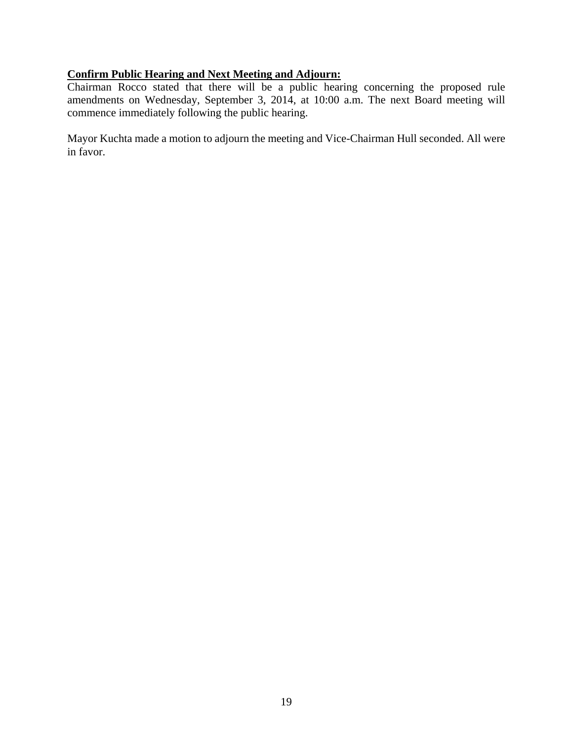**Confirm Public Hearing and Next Meeting and Adjourn:**

Chairman Rocco stated that there will be a public hearing concerning the proposed rule amendments on Wednesday, September 3, 2014, at 10:00 a.m. The next Board meeting will commence immediately following the public hearing.

Mayor Kuchta made a motion to adjourn the meeting and Vice-Chairman Hull seconded. All were in favor.